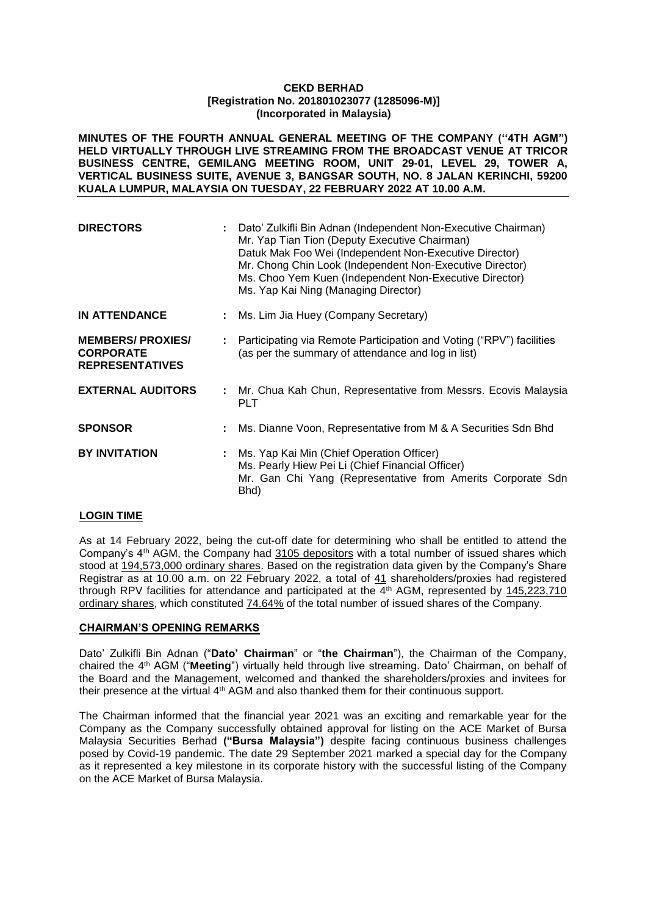**CEKD BERHAD**
**[Registration No. 201801023077 (1285096-M)]**
**(Incorporated in Malaysia)**

**MINUTES OF THE FOURTH ANNUAL GENERAL MEETING OF THE COMPANY ("4TH AGM") HELD VIRTUALLY THROUGH LIVE STREAMING FROM THE BROADCAST VENUE AT TRICOR BUSINESS CENTRE, GEMILANG MEETING ROOM, UNIT 29-01, LEVEL 29, TOWER A, VERTICAL BUSINESS SUITE, AVENUE 3, BANGSAR SOUTH, NO. 8 JALAN KERINCHI, 59200 KUALA LUMPUR, MALAYSIA ON TUESDAY, 22 FEBRUARY 2022 AT 10.00 A.M.**

| | | |
|---|---|---|
| **DIRECTORS** | : | Dato' Zulkifli Bin Adnan (Independent Non-Executive Chairman)<br>Mr. Yap Tian Tion (Deputy Executive Chairman)<br>Datuk Mak Foo Wei (Independent Non-Executive Director)<br>Mr. Chong Chin Look (Independent Non-Executive Director)<br>Ms. Choo Yem Kuen (Independent Non-Executive Director)<br>Ms. Yap Kai Ning (Managing Director) |
| **IN ATTENDANCE** | : | Ms. Lim Jia Huey (Company Secretary) |
| **MEMBERS/ PROXIES/ CORPORATE REPRESENTATIVES** | : | Participating via Remote Participation and Voting ("RPV") facilities (as per the summary of attendance and log in list) |
| **EXTERNAL AUDITORS** | : | Mr. Chua Kah Chun, Representative from Messrs. Ecovis Malaysia PLT |
| **SPONSOR** | : | Ms. Dianne Voon, Representative from M & A Securities Sdn Bhd |
| **BY INVITATION** | : | Ms. Yap Kai Min (Chief Operation Officer)<br>Ms. Pearly Hiew Pei Li (Chief Financial Officer)<br>Mr. Gan Chi Yang (Representative from Amerits Corporate Sdn Bhd) |

**LOGIN TIME**

As at 14 February 2022, being the cut-off date for determining who shall be entitled to attend the Company's 4th AGM, the Company had 3105 depositors with a total number of issued shares which stood at 194,573,000 ordinary shares. Based on the registration data given by the Company's Share Registrar as at 10.00 a.m. on 22 February 2022, a total of 41 shareholders/proxies had registered through RPV facilities for attendance and participated at the 4th AGM, represented by 145,223,710 ordinary shares, which constituted 74.64% of the total number of issued shares of the Company.

**CHAIRMAN'S OPENING REMARKS**

Dato' Zulkifli Bin Adnan ("**Dato' Chairman**" or "**the Chairman**"), the Chairman of the Company, chaired the 4th AGM ("**Meeting**") virtually held through live streaming. Dato' Chairman, on behalf of the Board and the Management, welcomed and thanked the shareholders/proxies and invitees for their presence at the virtual 4th AGM and also thanked them for their continuous support.

The Chairman informed that the financial year 2021 was an exciting and remarkable year for the Company as the Company successfully obtained approval for listing on the ACE Market of Bursa Malaysia Securities Berhad **("Bursa Malaysia")** despite facing continuous business challenges posed by Covid-19 pandemic. The date 29 September 2021 marked a special day for the Company as it represented a key milestone in its corporate history with the successful listing of the Company on the ACE Market of Bursa Malaysia.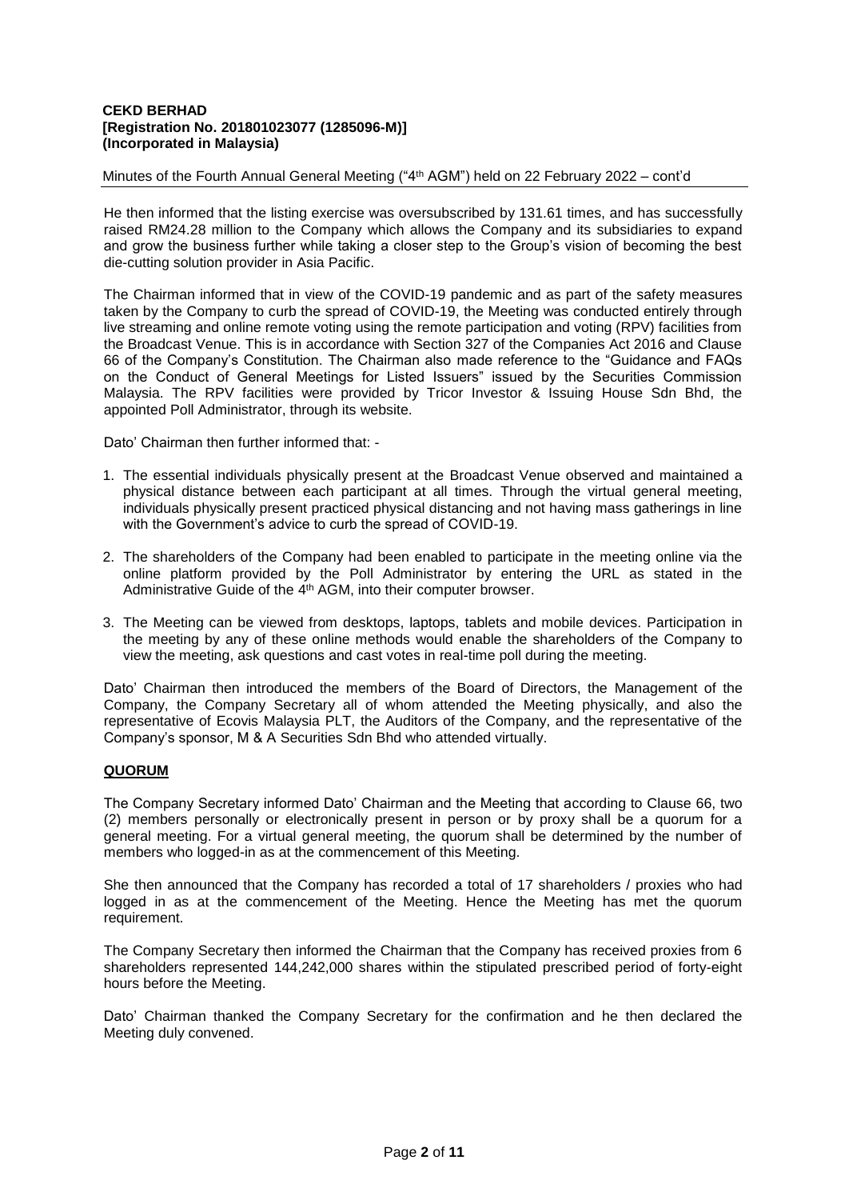He then informed that the listing exercise was oversubscribed by 131.61 times, and has successfully raised RM24.28 million to the Company which allows the Company and its subsidiaries to expand and grow the business further while taking a closer step to the Group's vision of becoming the best die-cutting solution provider in Asia Pacific.

The Chairman informed that in view of the COVID-19 pandemic and as part of the safety measures taken by the Company to curb the spread of COVID-19, the Meeting was conducted entirely through live streaming and online remote voting using the remote participation and voting (RPV) facilities from the Broadcast Venue. This is in accordance with Section 327 of the Companies Act 2016 and Clause 66 of the Company's Constitution. The Chairman also made reference to the "Guidance and FAQs on the Conduct of General Meetings for Listed Issuers" issued by the Securities Commission Malaysia. The RPV facilities were provided by Tricor Investor & Issuing House Sdn Bhd, the appointed Poll Administrator, through its website.

Dato' Chairman then further informed that: -

1. The essential individuals physically present at the Broadcast Venue observed and maintained a physical distance between each participant at all times. Through the virtual general meeting, individuals physically present practiced physical distancing and not having mass gatherings in line with the Government's advice to curb the spread of COVID-19.
2. The shareholders of the Company had been enabled to participate in the meeting online via the online platform provided by the Poll Administrator by entering the URL as stated in the Administrative Guide of the 4th AGM, into their computer browser.
3. The Meeting can be viewed from desktops, laptops, tablets and mobile devices. Participation in the meeting by any of these online methods would enable the shareholders of the Company to view the meeting, ask questions and cast votes in real-time poll during the meeting.

Dato' Chairman then introduced the members of the Board of Directors, the Management of the Company, the Company Secretary all of whom attended the Meeting physically, and also the representative of Ecovis Malaysia PLT, the Auditors of the Company, and the representative of the Company's sponsor, M & A Securities Sdn Bhd who attended virtually.

## QUORUM

The Company Secretary informed Dato' Chairman and the Meeting that according to Clause 66, two (2) members personally or electronically present in person or by proxy shall be a quorum for a general meeting. For a virtual general meeting, the quorum shall be determined by the number of members who logged-in as at the commencement of this Meeting.

She then announced that the Company has recorded a total of 17 shareholders / proxies who had logged in as at the commencement of the Meeting. Hence the Meeting has met the quorum requirement.

The Company Secretary then informed the Chairman that the Company has received proxies from 6 shareholders represented 144,242,000 shares within the stipulated prescribed period of forty-eight hours before the Meeting.

Dato' Chairman thanked the Company Secretary for the confirmation and he then declared the Meeting duly convened.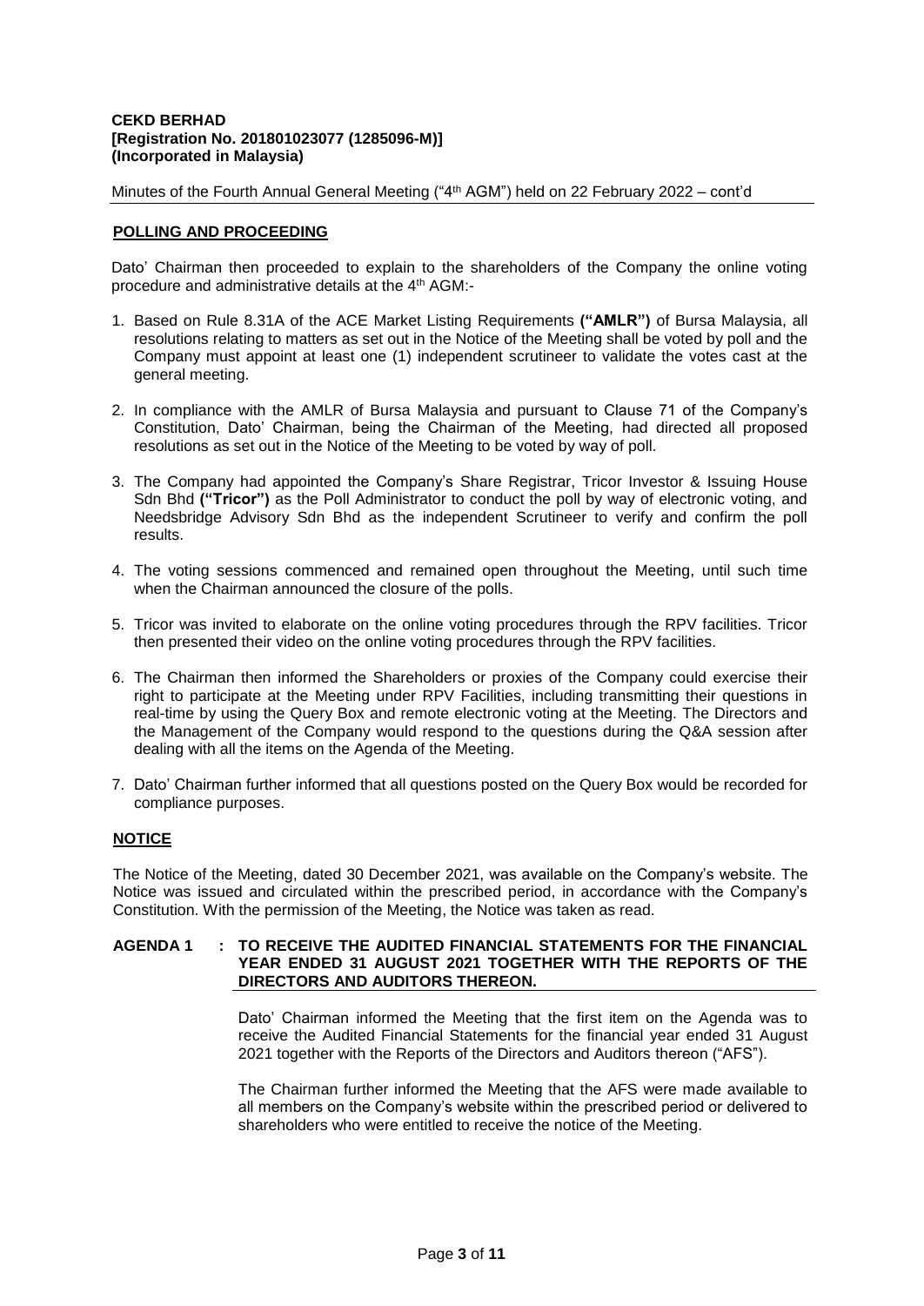**CEKD BERHAD**
**[Registration No. 201801023077 (1285096-M)]**
**(Incorporated in Malaysia)**

Minutes of the Fourth Annual General Meeting ("4th AGM") held on 22 February 2022 – cont'd

## POLLING AND PROCEEDING

Dato' Chairman then proceeded to explain to the shareholders of the Company the online voting procedure and administrative details at the 4th AGM:-

1. Based on Rule 8.31A of the ACE Market Listing Requirements **("AMLR")** of Bursa Malaysia, all resolutions relating to matters as set out in the Notice of the Meeting shall be voted by poll and the Company must appoint at least one (1) independent scrutineer to validate the votes cast at the general meeting.
2. In compliance with the AMLR of Bursa Malaysia and pursuant to Clause 71 of the Company's Constitution, Dato' Chairman, being the Chairman of the Meeting, had directed all proposed resolutions as set out in the Notice of the Meeting to be voted by way of poll.
3. The Company had appointed the Company's Share Registrar, Tricor Investor & Issuing House Sdn Bhd **("Tricor")** as the Poll Administrator to conduct the poll by way of electronic voting, and Needsbridge Advisory Sdn Bhd as the independent Scrutineer to verify and confirm the poll results.
4. The voting sessions commenced and remained open throughout the Meeting, until such time when the Chairman announced the closure of the polls.
5. Tricor was invited to elaborate on the online voting procedures through the RPV facilities. Tricor then presented their video on the online voting procedures through the RPV facilities.
6. The Chairman then informed the Shareholders or proxies of the Company could exercise their right to participate at the Meeting under RPV Facilities, including transmitting their questions in real-time by using the Query Box and remote electronic voting at the Meeting. The Directors and the Management of the Company would respond to the questions during the Q&A session after dealing with all the items on the Agenda of the Meeting.
7. Dato' Chairman further informed that all questions posted on the Query Box would be recorded for compliance purposes.

## NOTICE

The Notice of the Meeting, dated 30 December 2021, was available on the Company's website. The Notice was issued and circulated within the prescribed period, in accordance with the Company's Constitution. With the permission of the Meeting, the Notice was taken as read.

**AGENDA 1 : TO RECEIVE THE AUDITED FINANCIAL STATEMENTS FOR THE FINANCIAL YEAR ENDED 31 AUGUST 2021 TOGETHER WITH THE REPORTS OF THE DIRECTORS AND AUDITORS THEREON.**

Dato' Chairman informed the Meeting that the first item on the Agenda was to receive the Audited Financial Statements for the financial year ended 31 August 2021 together with the Reports of the Directors and Auditors thereon ("AFS").

The Chairman further informed the Meeting that the AFS were made available to all members on the Company's website within the prescribed period or delivered to shareholders who were entitled to receive the notice of the Meeting.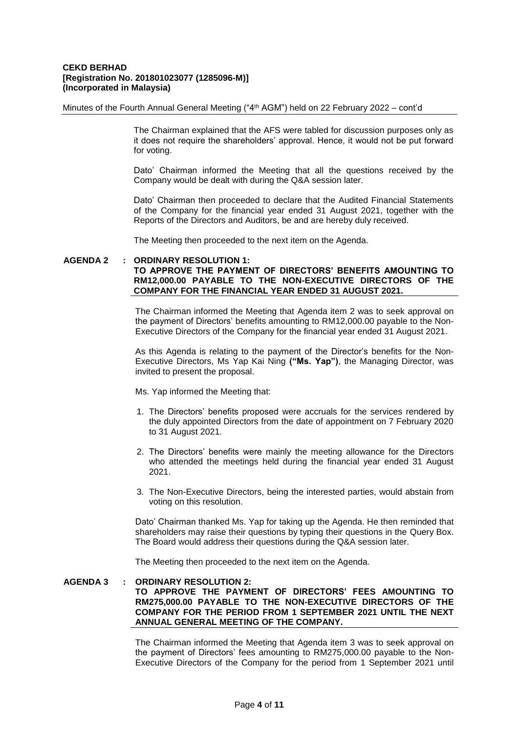The Chairman explained that the AFS were tabled for discussion purposes only as it does not require the shareholders' approval. Hence, it would not be put forward for voting.

Dato' Chairman informed the Meeting that all the questions received by the Company would be dealt with during the Q&A session later.

Dato' Chairman then proceeded to declare that the Audited Financial Statements of the Company for the financial year ended 31 August 2021, together with the Reports of the Directors and Auditors, be and are hereby duly received.

The Meeting then proceeded to the next item on the Agenda.

**AGENDA 2 : ORDINARY RESOLUTION 1:**
**TO APPROVE THE PAYMENT OF DIRECTORS' BENEFITS AMOUNTING TO RM12,000.00 PAYABLE TO THE NON-EXECUTIVE DIRECTORS OF THE COMPANY FOR THE FINANCIAL YEAR ENDED 31 AUGUST 2021.**

The Chairman informed the Meeting that Agenda item 2 was to seek approval on the payment of Directors' benefits amounting to RM12,000.00 payable to the Non-Executive Directors of the Company for the financial year ended 31 August 2021.

As this Agenda is relating to the payment of the Director's benefits for the Non-Executive Directors, Ms Yap Kai Ning **("Ms. Yap")**, the Managing Director, was invited to present the proposal.

Ms. Yap informed the Meeting that:

1. The Directors' benefits proposed were accruals for the services rendered by the duly appointed Directors from the date of appointment on 7 February 2020 to 31 August 2021.

2. The Directors' benefits were mainly the meeting allowance for the Directors who attended the meetings held during the financial year ended 31 August 2021.

3. The Non-Executive Directors, being the interested parties, would abstain from voting on this resolution.

Dato' Chairman thanked Ms. Yap for taking up the Agenda. He then reminded that shareholders may raise their questions by typing their questions in the Query Box. The Board would address their questions during the Q&A session later.

The Meeting then proceeded to the next item on the Agenda.

**AGENDA 3 : ORDINARY RESOLUTION 2:**
**TO APPROVE THE PAYMENT OF DIRECTORS' FEES AMOUNTING TO RM275,000.00 PAYABLE TO THE NON-EXECUTIVE DIRECTORS OF THE COMPANY FOR THE PERIOD FROM 1 SEPTEMBER 2021 UNTIL THE NEXT ANNUAL GENERAL MEETING OF THE COMPANY.**

The Chairman informed the Meeting that Agenda item 3 was to seek approval on the payment of Directors' fees amounting to RM275,000.00 payable to the Non-Executive Directors of the Company for the period from 1 September 2021 until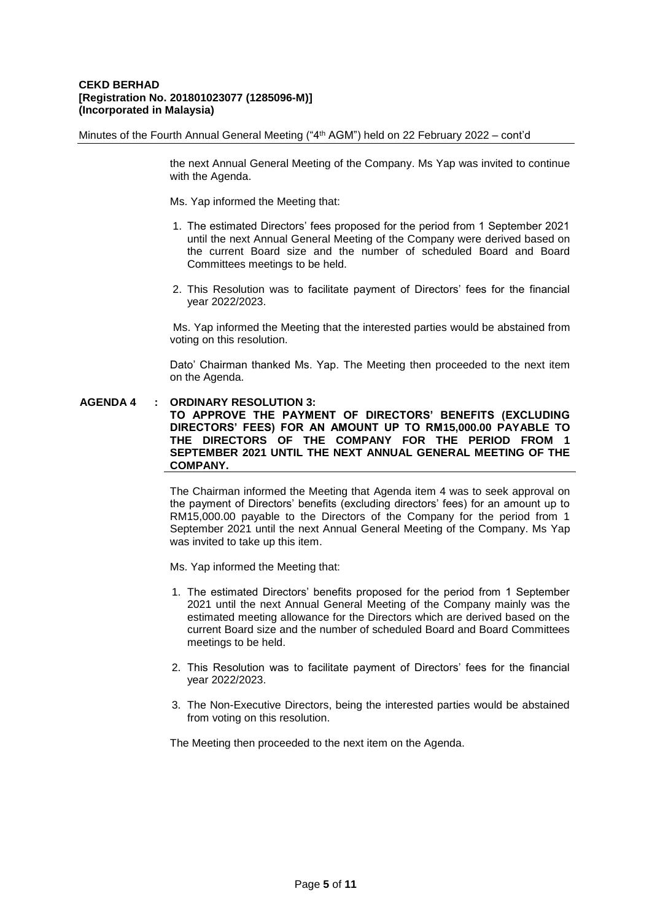the next Annual General Meeting of the Company. Ms Yap was invited to continue with the Agenda.

Ms. Yap informed the Meeting that:

1. The estimated Directors' fees proposed for the period from 1 September 2021 until the next Annual General Meeting of the Company were derived based on the current Board size and the number of scheduled Board and Board Committees meetings to be held.

2. This Resolution was to facilitate payment of Directors' fees for the financial year 2022/2023.

Ms. Yap informed the Meeting that the interested parties would be abstained from voting on this resolution.

Dato' Chairman thanked Ms. Yap. The Meeting then proceeded to the next item on the Agenda.

**AGENDA 4 : ORDINARY RESOLUTION 3:**
**TO APPROVE THE PAYMENT OF DIRECTORS' BENEFITS (EXCLUDING DIRECTORS' FEES) FOR AN AMOUNT UP TO RM15,000.00 PAYABLE TO THE DIRECTORS OF THE COMPANY FOR THE PERIOD FROM 1 SEPTEMBER 2021 UNTIL THE NEXT ANNUAL GENERAL MEETING OF THE COMPANY.**

The Chairman informed the Meeting that Agenda item 4 was to seek approval on the payment of Directors' benefits (excluding directors' fees) for an amount up to RM15,000.00 payable to the Directors of the Company for the period from 1 September 2021 until the next Annual General Meeting of the Company. Ms Yap was invited to take up this item.

Ms. Yap informed the Meeting that:

1. The estimated Directors' benefits proposed for the period from 1 September 2021 until the next Annual General Meeting of the Company mainly was the estimated meeting allowance for the Directors which are derived based on the current Board size and the number of scheduled Board and Board Committees meetings to be held.

2. This Resolution was to facilitate payment of Directors' fees for the financial year 2022/2023.

3. The Non-Executive Directors, being the interested parties would be abstained from voting on this resolution.

The Meeting then proceeded to the next item on the Agenda.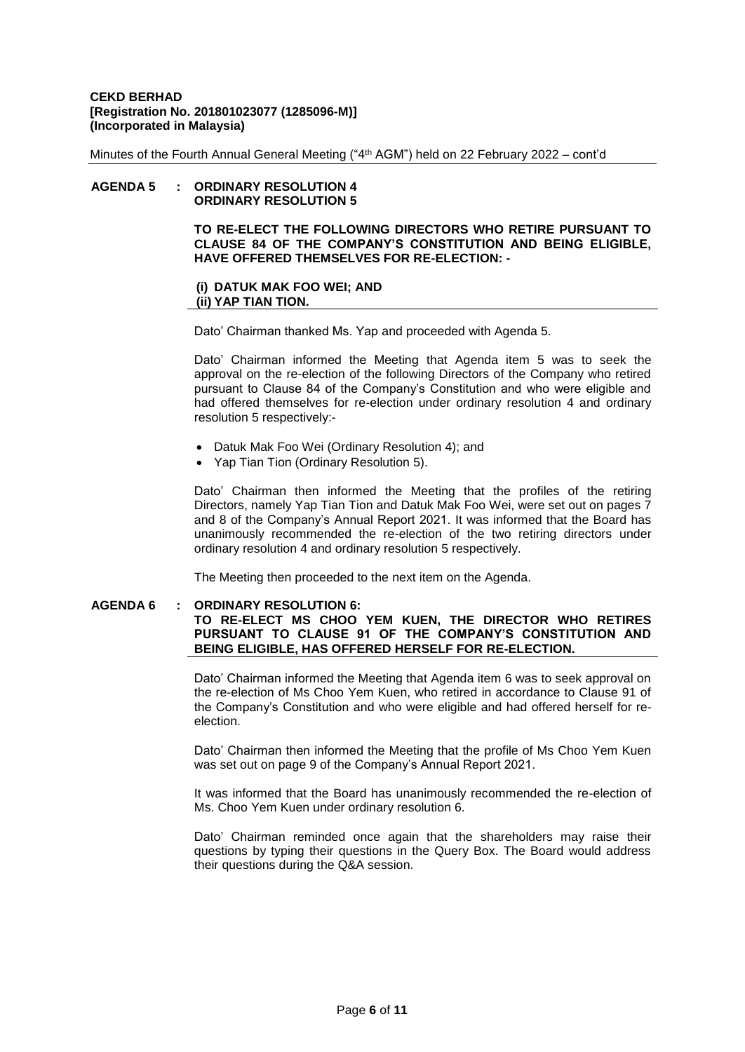**AGENDA 5 : ORDINARY RESOLUTION 4**
**ORDINARY RESOLUTION 5**

**TO RE-ELECT THE FOLLOWING DIRECTORS WHO RETIRE PURSUANT TO CLAUSE 84 OF THE COMPANY'S CONSTITUTION AND BEING ELIGIBLE, HAVE OFFERED THEMSELVES FOR RE-ELECTION: -**

**(i) DATUK MAK FOO WEI; AND**
**(ii) YAP TIAN TION.**

Dato' Chairman thanked Ms. Yap and proceeded with Agenda 5.

Dato' Chairman informed the Meeting that Agenda item 5 was to seek the approval on the re-election of the following Directors of the Company who retired pursuant to Clause 84 of the Company's Constitution and who were eligible and had offered themselves for re-election under ordinary resolution 4 and ordinary resolution 5 respectively:-

- Datuk Mak Foo Wei (Ordinary Resolution 4); and
- Yap Tian Tion (Ordinary Resolution 5).

Dato' Chairman then informed the Meeting that the profiles of the retiring Directors, namely Yap Tian Tion and Datuk Mak Foo Wei, were set out on pages 7 and 8 of the Company's Annual Report 2021. It was informed that the Board has unanimously recommended the re-election of the two retiring directors under ordinary resolution 4 and ordinary resolution 5 respectively.

The Meeting then proceeded to the next item on the Agenda.

**AGENDA 6 : ORDINARY RESOLUTION 6:**
**TO RE-ELECT MS CHOO YEM KUEN, THE DIRECTOR WHO RETIRES PURSUANT TO CLAUSE 91 OF THE COMPANY'S CONSTITUTION AND BEING ELIGIBLE, HAS OFFERED HERSELF FOR RE-ELECTION.**

Dato' Chairman informed the Meeting that Agenda item 6 was to seek approval on the re-election of Ms Choo Yem Kuen, who retired in accordance to Clause 91 of the Company's Constitution and who were eligible and had offered herself for re-election.

Dato' Chairman then informed the Meeting that the profile of Ms Choo Yem Kuen was set out on page 9 of the Company's Annual Report 2021.

It was informed that the Board has unanimously recommended the re-election of Ms. Choo Yem Kuen under ordinary resolution 6.

Dato' Chairman reminded once again that the shareholders may raise their questions by typing their questions in the Query Box. The Board would address their questions during the Q&A session.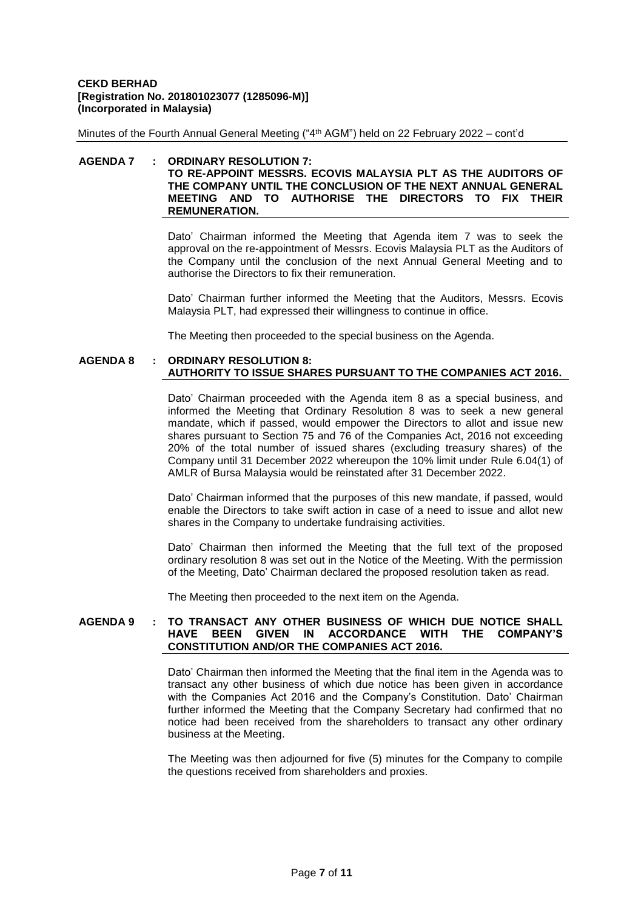**AGENDA 7 : ORDINARY RESOLUTION 7:**
**TO RE-APPOINT MESSRS. ECOVIS MALAYSIA PLT AS THE AUDITORS OF THE COMPANY UNTIL THE CONCLUSION OF THE NEXT ANNUAL GENERAL MEETING AND TO AUTHORISE THE DIRECTORS TO FIX THEIR REMUNERATION.**

Dato' Chairman informed the Meeting that Agenda item 7 was to seek the approval on the re-appointment of Messrs. Ecovis Malaysia PLT as the Auditors of the Company until the conclusion of the next Annual General Meeting and to authorise the Directors to fix their remuneration.

Dato' Chairman further informed the Meeting that the Auditors, Messrs. Ecovis Malaysia PLT, had expressed their willingness to continue in office.

The Meeting then proceeded to the special business on the Agenda.

**AGENDA 8 : ORDINARY RESOLUTION 8:**
**AUTHORITY TO ISSUE SHARES PURSUANT TO THE COMPANIES ACT 2016.**

Dato' Chairman proceeded with the Agenda item 8 as a special business, and informed the Meeting that Ordinary Resolution 8 was to seek a new general mandate, which if passed, would empower the Directors to allot and issue new shares pursuant to Section 75 and 76 of the Companies Act, 2016 not exceeding 20% of the total number of issued shares (excluding treasury shares) of the Company until 31 December 2022 whereupon the 10% limit under Rule 6.04(1) of AMLR of Bursa Malaysia would be reinstated after 31 December 2022.

Dato' Chairman informed that the purposes of this new mandate, if passed, would enable the Directors to take swift action in case of a need to issue and allot new shares in the Company to undertake fundraising activities.

Dato' Chairman then informed the Meeting that the full text of the proposed ordinary resolution 8 was set out in the Notice of the Meeting. With the permission of the Meeting, Dato' Chairman declared the proposed resolution taken as read.

The Meeting then proceeded to the next item on the Agenda.

**AGENDA 9 : TO TRANSACT ANY OTHER BUSINESS OF WHICH DUE NOTICE SHALL HAVE BEEN GIVEN IN ACCORDANCE WITH THE COMPANY'S CONSTITUTION AND/OR THE COMPANIES ACT 2016.**

Dato' Chairman then informed the Meeting that the final item in the Agenda was to transact any other business of which due notice has been given in accordance with the Companies Act 2016 and the Company's Constitution. Dato' Chairman further informed the Meeting that the Company Secretary had confirmed that no notice had been received from the shareholders to transact any other ordinary business at the Meeting.

The Meeting was then adjourned for five (5) minutes for the Company to compile the questions received from shareholders and proxies.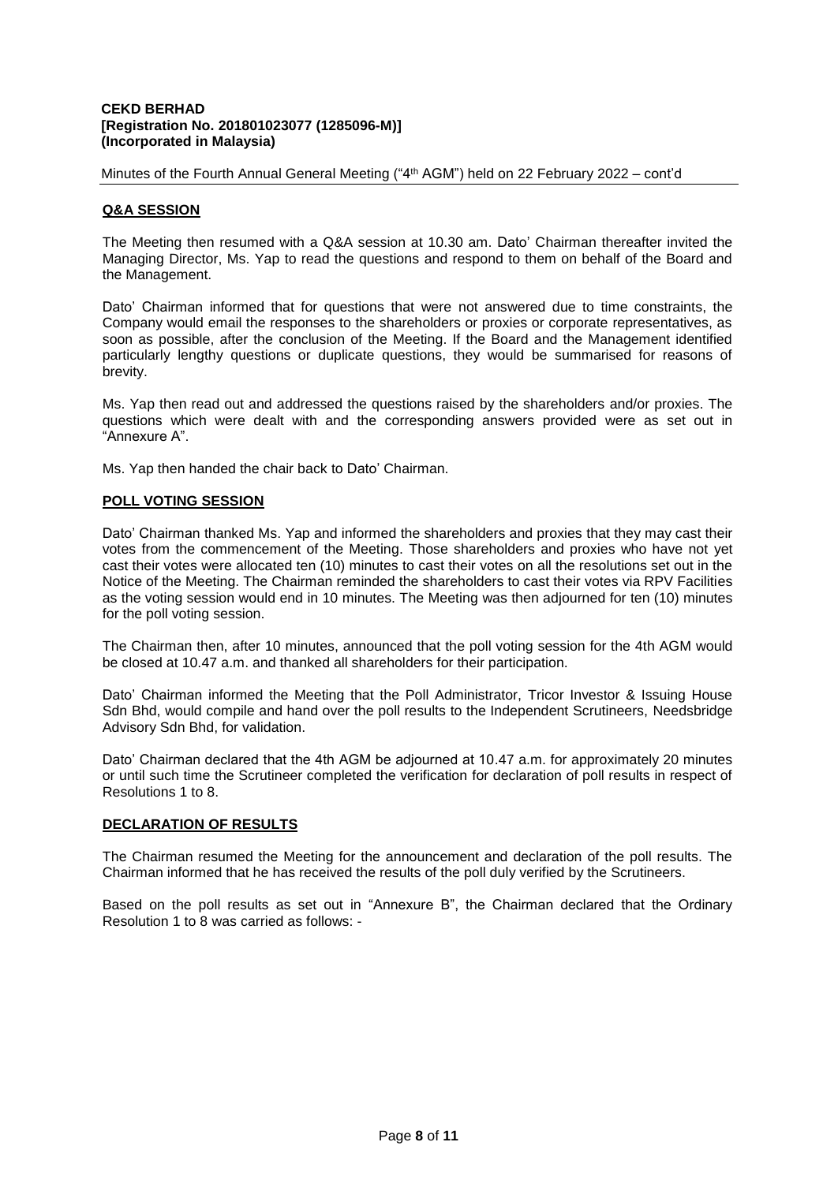## Q&A SESSION

The Meeting then resumed with a Q&A session at 10.30 am. Dato' Chairman thereafter invited the Managing Director, Ms. Yap to read the questions and respond to them on behalf of the Board and the Management.

Dato' Chairman informed that for questions that were not answered due to time constraints, the Company would email the responses to the shareholders or proxies or corporate representatives, as soon as possible, after the conclusion of the Meeting. If the Board and the Management identified particularly lengthy questions or duplicate questions, they would be summarised for reasons of brevity.

Ms. Yap then read out and addressed the questions raised by the shareholders and/or proxies. The questions which were dealt with and the corresponding answers provided were as set out in "Annexure A".

Ms. Yap then handed the chair back to Dato' Chairman.

## POLL VOTING SESSION

Dato' Chairman thanked Ms. Yap and informed the shareholders and proxies that they may cast their votes from the commencement of the Meeting. Those shareholders and proxies who have not yet cast their votes were allocated ten (10) minutes to cast their votes on all the resolutions set out in the Notice of the Meeting. The Chairman reminded the shareholders to cast their votes via RPV Facilities as the voting session would end in 10 minutes. The Meeting was then adjourned for ten (10) minutes for the poll voting session.

The Chairman then, after 10 minutes, announced that the poll voting session for the 4th AGM would be closed at 10.47 a.m. and thanked all shareholders for their participation.

Dato' Chairman informed the Meeting that the Poll Administrator, Tricor Investor & Issuing House Sdn Bhd, would compile and hand over the poll results to the Independent Scrutineers, Needsbridge Advisory Sdn Bhd, for validation.

Dato' Chairman declared that the 4th AGM be adjourned at 10.47 a.m. for approximately 20 minutes or until such time the Scrutineer completed the verification for declaration of poll results in respect of Resolutions 1 to 8.

## DECLARATION OF RESULTS

The Chairman resumed the Meeting for the announcement and declaration of the poll results. The Chairman informed that he has received the results of the poll duly verified by the Scrutineers.

Based on the poll results as set out in "Annexure B", the Chairman declared that the Ordinary Resolution 1 to 8 was carried as follows: -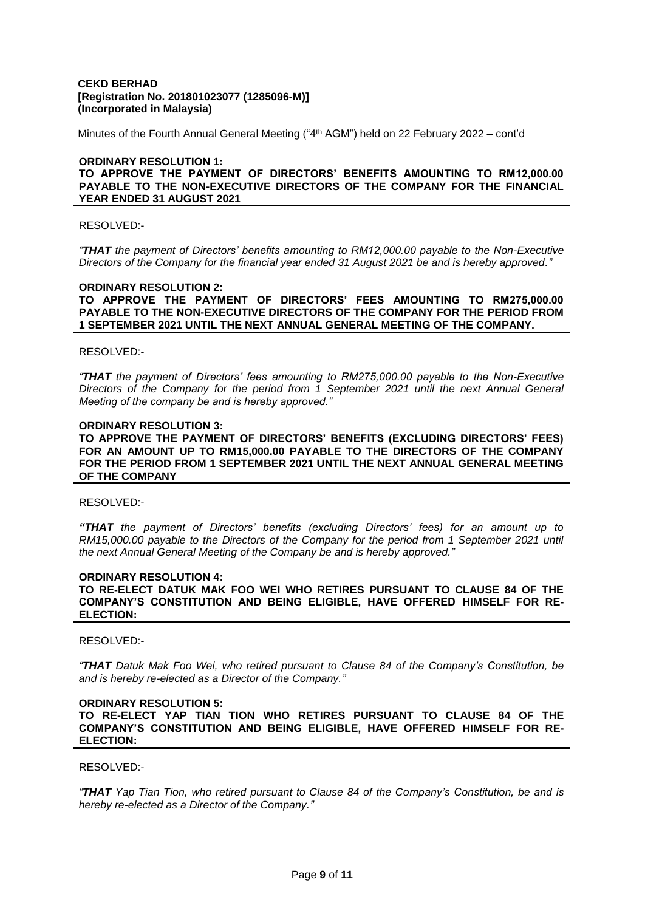**ORDINARY RESOLUTION 1:**
**TO APPROVE THE PAYMENT OF DIRECTORS' BENEFITS AMOUNTING TO RM12,000.00 PAYABLE TO THE NON-EXECUTIVE DIRECTORS OF THE COMPANY FOR THE FINANCIAL YEAR ENDED 31 AUGUST 2021**

RESOLVED:-

*"**THAT** the payment of Directors' benefits amounting to RM12,000.00 payable to the Non-Executive Directors of the Company for the financial year ended 31 August 2021 be and is hereby approved."*

**ORDINARY RESOLUTION 2:**
**TO APPROVE THE PAYMENT OF DIRECTORS' FEES AMOUNTING TO RM275,000.00 PAYABLE TO THE NON-EXECUTIVE DIRECTORS OF THE COMPANY FOR THE PERIOD FROM 1 SEPTEMBER 2021 UNTIL THE NEXT ANNUAL GENERAL MEETING OF THE COMPANY.**

RESOLVED:-

*"**THAT** the payment of Directors' fees amounting to RM275,000.00 payable to the Non-Executive Directors of the Company for the period from 1 September 2021 until the next Annual General Meeting of the company be and is hereby approved."*

**ORDINARY RESOLUTION 3:**
**TO APPROVE THE PAYMENT OF DIRECTORS' BENEFITS (EXCLUDING DIRECTORS' FEES) FOR AN AMOUNT UP TO RM15,000.00 PAYABLE TO THE DIRECTORS OF THE COMPANY FOR THE PERIOD FROM 1 SEPTEMBER 2021 UNTIL THE NEXT ANNUAL GENERAL MEETING OF THE COMPANY**

RESOLVED:-

***"THAT** the payment of Directors' benefits (excluding Directors' fees) for an amount up to RM15,000.00 payable to the Directors of the Company for the period from 1 September 2021 until the next Annual General Meeting of the Company be and is hereby approved."*

**ORDINARY RESOLUTION 4:**
**TO RE-ELECT DATUK MAK FOO WEI WHO RETIRES PURSUANT TO CLAUSE 84 OF THE COMPANY'S CONSTITUTION AND BEING ELIGIBLE, HAVE OFFERED HIMSELF FOR RE-ELECTION:**

RESOLVED:-

*"**THAT** Datuk Mak Foo Wei, who retired pursuant to Clause 84 of the Company's Constitution, be and is hereby re-elected as a Director of the Company."*

**ORDINARY RESOLUTION 5:**
**TO RE-ELECT YAP TIAN TION WHO RETIRES PURSUANT TO CLAUSE 84 OF THE COMPANY'S CONSTITUTION AND BEING ELIGIBLE, HAVE OFFERED HIMSELF FOR RE-ELECTION:**

RESOLVED:-

*"**THAT** Yap Tian Tion, who retired pursuant to Clause 84 of the Company's Constitution, be and is hereby re-elected as a Director of the Company."*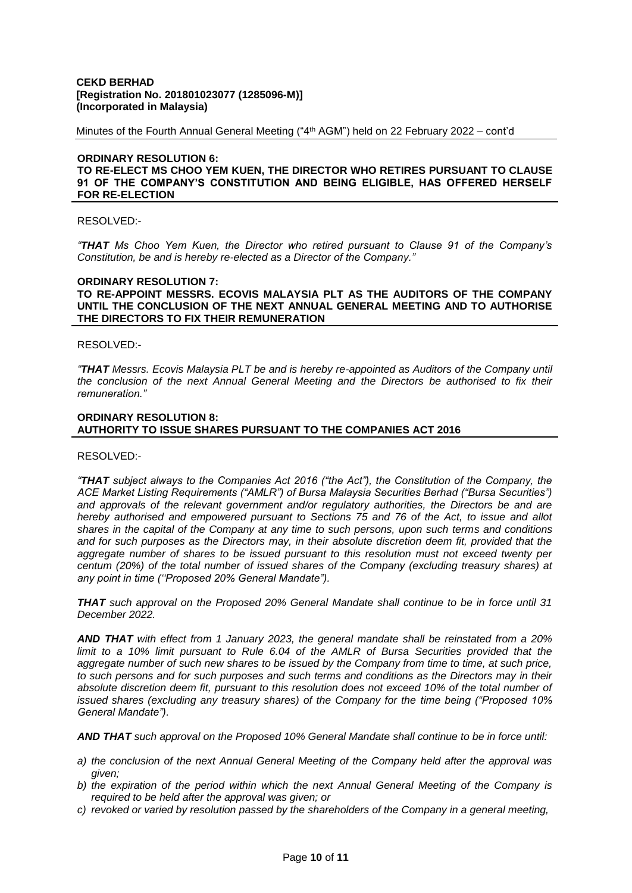**ORDINARY RESOLUTION 6:**
**TO RE-ELECT MS CHOO YEM KUEN, THE DIRECTOR WHO RETIRES PURSUANT TO CLAUSE 91 OF THE COMPANY'S CONSTITUTION AND BEING ELIGIBLE, HAS OFFERED HERSELF FOR RE-ELECTION**

RESOLVED:-

*"**THAT** Ms Choo Yem Kuen, the Director who retired pursuant to Clause 91 of the Company's Constitution, be and is hereby re-elected as a Director of the Company."*

**ORDINARY RESOLUTION 7:**
**TO RE-APPOINT MESSRS. ECOVIS MALAYSIA PLT AS THE AUDITORS OF THE COMPANY UNTIL THE CONCLUSION OF THE NEXT ANNUAL GENERAL MEETING AND TO AUTHORISE THE DIRECTORS TO FIX THEIR REMUNERATION**

RESOLVED:-

*"**THAT** Messrs. Ecovis Malaysia PLT be and is hereby re-appointed as Auditors of the Company until the conclusion of the next Annual General Meeting and the Directors be authorised to fix their remuneration."*

**ORDINARY RESOLUTION 8:**
**AUTHORITY TO ISSUE SHARES PURSUANT TO THE COMPANIES ACT 2016**

RESOLVED:-

*"**THAT** subject always to the Companies Act 2016 ("the Act"), the Constitution of the Company, the ACE Market Listing Requirements ("AMLR") of Bursa Malaysia Securities Berhad ("Bursa Securities") and approvals of the relevant government and/or regulatory authorities, the Directors be and are hereby authorised and empowered pursuant to Sections 75 and 76 of the Act, to issue and allot shares in the capital of the Company at any time to such persons, upon such terms and conditions and for such purposes as the Directors may, in their absolute discretion deem fit, provided that the aggregate number of shares to be issued pursuant to this resolution must not exceed twenty per centum (20%) of the total number of issued shares of the Company (excluding treasury shares) at any point in time (''Proposed 20% General Mandate").*

***THAT** such approval on the Proposed 20% General Mandate shall continue to be in force until 31 December 2022.*

***AND THAT** with effect from 1 January 2023, the general mandate shall be reinstated from a 20% limit to a 10% limit pursuant to Rule 6.04 of the AMLR of Bursa Securities provided that the aggregate number of such new shares to be issued by the Company from time to time, at such price, to such persons and for such purposes and such terms and conditions as the Directors may in their absolute discretion deem fit, pursuant to this resolution does not exceed 10% of the total number of issued shares (excluding any treasury shares) of the Company for the time being ("Proposed 10% General Mandate").*

***AND THAT** such approval on the Proposed 10% General Mandate shall continue to be in force until:*

*a) the conclusion of the next Annual General Meeting of the Company held after the approval was given;*
*b) the expiration of the period within which the next Annual General Meeting of the Company is required to be held after the approval was given; or*
*c) revoked or varied by resolution passed by the shareholders of the Company in a general meeting,*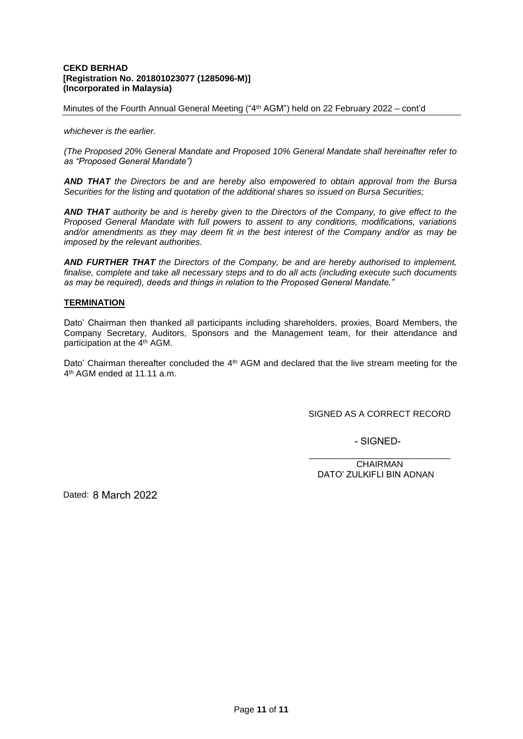*whichever is the earlier.*

*(The Proposed 20% General Mandate and Proposed 10% General Mandate shall hereinafter refer to as "Proposed General Mandate")*

***AND THAT*** *the Directors be and are hereby also empowered to obtain approval from the Bursa Securities for the listing and quotation of the additional shares so issued on Bursa Securities;*

***AND THAT*** *authority be and is hereby given to the Directors of the Company, to give effect to the Proposed General Mandate with full powers to assent to any conditions, modifications, variations and/or amendments as they may deem fit in the best interest of the Company and/or as may be imposed by the relevant authorities.*

***AND FURTHER THAT*** *the Directors of the Company, be and are hereby authorised to implement, finalise, complete and take all necessary steps and to do all acts (including execute such documents as may be required), deeds and things in relation to the Proposed General Mandate."*

**TERMINATION**

Dato' Chairman then thanked all participants including shareholders, proxies, Board Members, the Company Secretary, Auditors, Sponsors and the Management team, for their attendance and participation at the 4th AGM.

Dato' Chairman thereafter concluded the 4th AGM and declared that the live stream meeting for the 4th AGM ended at 11.11 a.m.

SIGNED AS A CORRECT RECORD

- SIGNED-

\_\_\_\_\_\_\_\_\_\_\_\_\_\_\_\_\_\_\_\_\_\_\_\_\_\_\_\_\_

CHAIRMAN
DATO' ZULKIFLI BIN ADNAN

Dated: 8 March 2022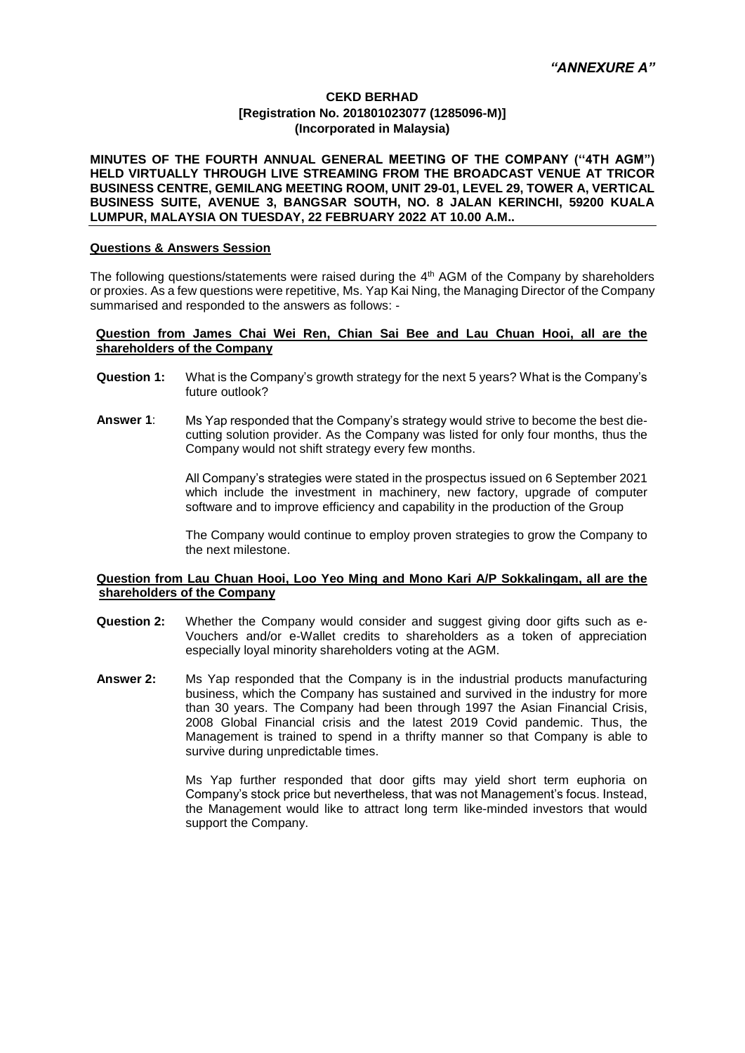*"ANNEXURE A"*

**CEKD BERHAD**
**[Registration No. 201801023077 (1285096-M)]**
**(Incorporated in Malaysia)**

**MINUTES OF THE FOURTH ANNUAL GENERAL MEETING OF THE COMPANY ("4TH AGM") HELD VIRTUALLY THROUGH LIVE STREAMING FROM THE BROADCAST VENUE AT TRICOR BUSINESS CENTRE, GEMILANG MEETING ROOM, UNIT 29-01, LEVEL 29, TOWER A, VERTICAL BUSINESS SUITE, AVENUE 3, BANGSAR SOUTH, NO. 8 JALAN KERINCHI, 59200 KUALA LUMPUR, MALAYSIA ON TUESDAY, 22 FEBRUARY 2022 AT 10.00 A.M..**

**Questions & Answers Session**

The following questions/statements were raised during the 4th AGM of the Company by shareholders or proxies. As a few questions were repetitive, Ms. Yap Kai Ning, the Managing Director of the Company summarised and responded to the answers as follows: -

**Question from James Chai Wei Ren, Chian Sai Bee and Lau Chuan Hooi, all are the shareholders of the Company**

**Question 1:** What is the Company's growth strategy for the next 5 years? What is the Company's future outlook?

**Answer 1**: Ms Yap responded that the Company's strategy would strive to become the best die-cutting solution provider. As the Company was listed for only four months, thus the Company would not shift strategy every few months.

All Company's strategies were stated in the prospectus issued on 6 September 2021 which include the investment in machinery, new factory, upgrade of computer software and to improve efficiency and capability in the production of the Group

The Company would continue to employ proven strategies to grow the Company to the next milestone.

**Question from Lau Chuan Hooi, Loo Yeo Ming and Mono Kari A/P Sokkalingam, all are the shareholders of the Company**

**Question 2:** Whether the Company would consider and suggest giving door gifts such as e-Vouchers and/or e-Wallet credits to shareholders as a token of appreciation especially loyal minority shareholders voting at the AGM.

**Answer 2:** Ms Yap responded that the Company is in the industrial products manufacturing business, which the Company has sustained and survived in the industry for more than 30 years. The Company had been through 1997 the Asian Financial Crisis, 2008 Global Financial crisis and the latest 2019 Covid pandemic. Thus, the Management is trained to spend in a thrifty manner so that Company is able to survive during unpredictable times.

Ms Yap further responded that door gifts may yield short term euphoria on Company's stock price but nevertheless, that was not Management's focus. Instead, the Management would like to attract long term like-minded investors that would support the Company.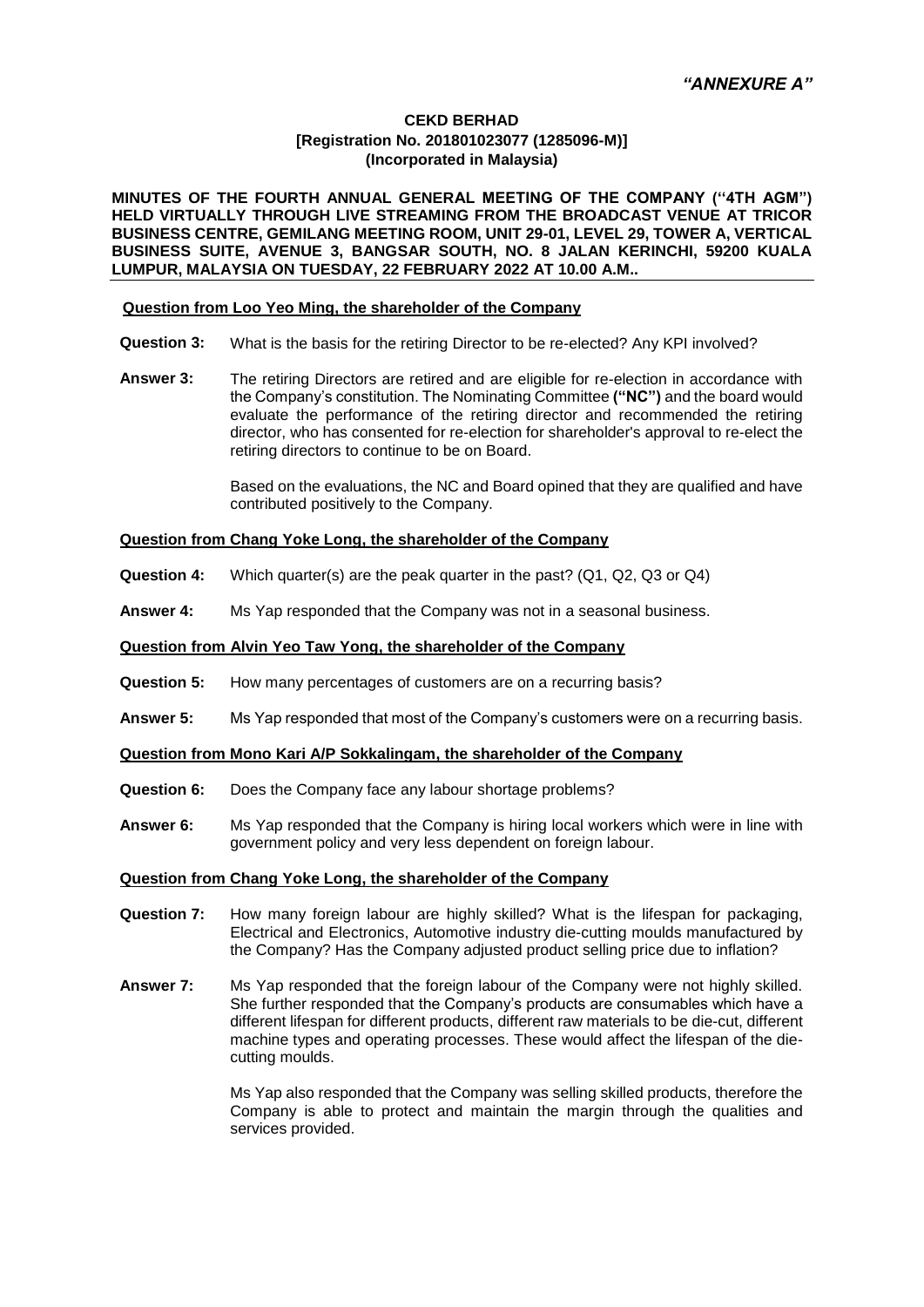*"ANNEXURE A"*

**CEKD BERHAD**
**[Registration No. 201801023077 (1285096-M)]**
**(Incorporated in Malaysia)**

**MINUTES OF THE FOURTH ANNUAL GENERAL MEETING OF THE COMPANY ("4TH AGM") HELD VIRTUALLY THROUGH LIVE STREAMING FROM THE BROADCAST VENUE AT TRICOR BUSINESS CENTRE, GEMILANG MEETING ROOM, UNIT 29-01, LEVEL 29, TOWER A, VERTICAL BUSINESS SUITE, AVENUE 3, BANGSAR SOUTH, NO. 8 JALAN KERINCHI, 59200 KUALA LUMPUR, MALAYSIA ON TUESDAY, 22 FEBRUARY 2022 AT 10.00 A.M..**

---

**Question from Loo Yeo Ming, the shareholder of the Company**

**Question 3:** What is the basis for the retiring Director to be re-elected? Any KPI involved?

**Answer 3:** The retiring Directors are retired and are eligible for re-election in accordance with the Company's constitution. The Nominating Committee **("NC")** and the board would evaluate the performance of the retiring director and recommended the retiring director, who has consented for re-election for shareholder's approval to re-elect the retiring directors to continue to be on Board.

Based on the evaluations, the NC and Board opined that they are qualified and have contributed positively to the Company.

**Question from Chang Yoke Long, the shareholder of the Company**

**Question 4:** Which quarter(s) are the peak quarter in the past? (Q1, Q2, Q3 or Q4)

**Answer 4:** Ms Yap responded that the Company was not in a seasonal business.

**Question from Alvin Yeo Taw Yong, the shareholder of the Company**

**Question 5:** How many percentages of customers are on a recurring basis?

**Answer 5:** Ms Yap responded that most of the Company's customers were on a recurring basis.

**Question from Mono Kari A/P Sokkalingam, the shareholder of the Company**

**Question 6:** Does the Company face any labour shortage problems?

**Answer 6:** Ms Yap responded that the Company is hiring local workers which were in line with government policy and very less dependent on foreign labour.

**Question from Chang Yoke Long, the shareholder of the Company**

**Question 7:** How many foreign labour are highly skilled? What is the lifespan for packaging, Electrical and Electronics, Automotive industry die-cutting moulds manufactured by the Company? Has the Company adjusted product selling price due to inflation?

**Answer 7:** Ms Yap responded that the foreign labour of the Company were not highly skilled. She further responded that the Company's products are consumables which have a different lifespan for different products, different raw materials to be die-cut, different machine types and operating processes. These would affect the lifespan of the die-cutting moulds.

Ms Yap also responded that the Company was selling skilled products, therefore the Company is able to protect and maintain the margin through the qualities and services provided.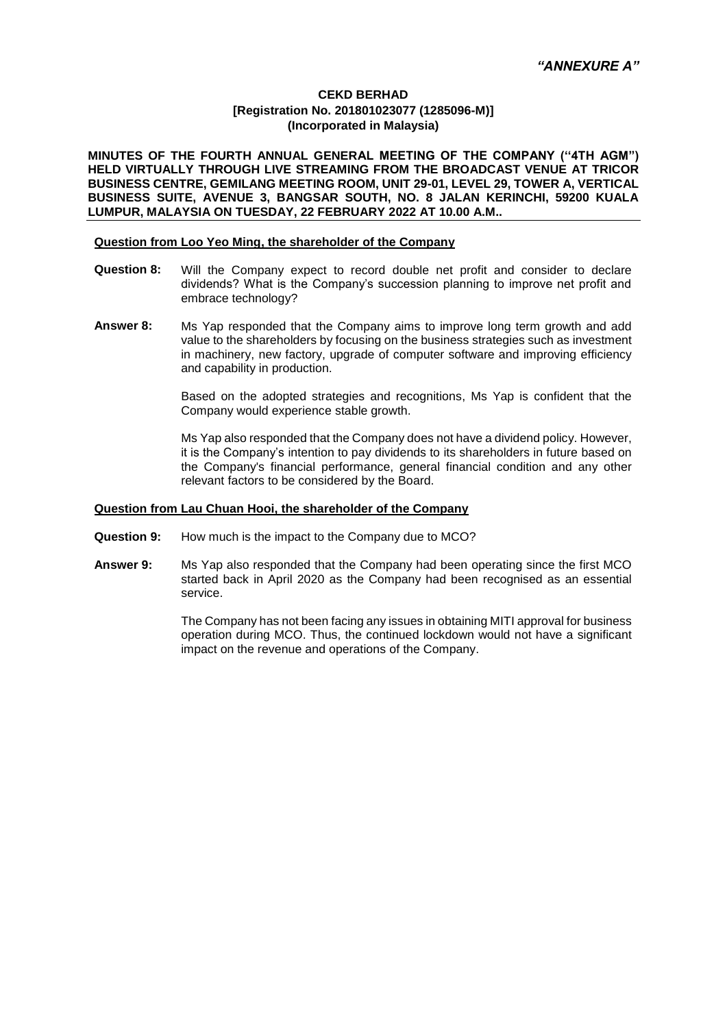*"ANNEXURE A"*

**CEKD BERHAD**
**[Registration No. 201801023077 (1285096-M)]**
**(Incorporated in Malaysia)**

**MINUTES OF THE FOURTH ANNUAL GENERAL MEETING OF THE COMPANY ("4TH AGM") HELD VIRTUALLY THROUGH LIVE STREAMING FROM THE BROADCAST VENUE AT TRICOR BUSINESS CENTRE, GEMILANG MEETING ROOM, UNIT 29-01, LEVEL 29, TOWER A, VERTICAL BUSINESS SUITE, AVENUE 3, BANGSAR SOUTH, NO. 8 JALAN KERINCHI, 59200 KUALA LUMPUR, MALAYSIA ON TUESDAY, 22 FEBRUARY 2022 AT 10.00 A.M..**

**Question from Loo Yeo Ming, the shareholder of the Company**

**Question 8:** Will the Company expect to record double net profit and consider to declare dividends? What is the Company's succession planning to improve net profit and embrace technology?

**Answer 8:** Ms Yap responded that the Company aims to improve long term growth and add value to the shareholders by focusing on the business strategies such as investment in machinery, new factory, upgrade of computer software and improving efficiency and capability in production.

Based on the adopted strategies and recognitions, Ms Yap is confident that the Company would experience stable growth.

Ms Yap also responded that the Company does not have a dividend policy. However, it is the Company's intention to pay dividends to its shareholders in future based on the Company's financial performance, general financial condition and any other relevant factors to be considered by the Board.

**Question from Lau Chuan Hooi, the shareholder of the Company**

**Question 9:** How much is the impact to the Company due to MCO?

**Answer 9:** Ms Yap also responded that the Company had been operating since the first MCO started back in April 2020 as the Company had been recognised as an essential service.

The Company has not been facing any issues in obtaining MITI approval for business operation during MCO. Thus, the continued lockdown would not have a significant impact on the revenue and operations of the Company.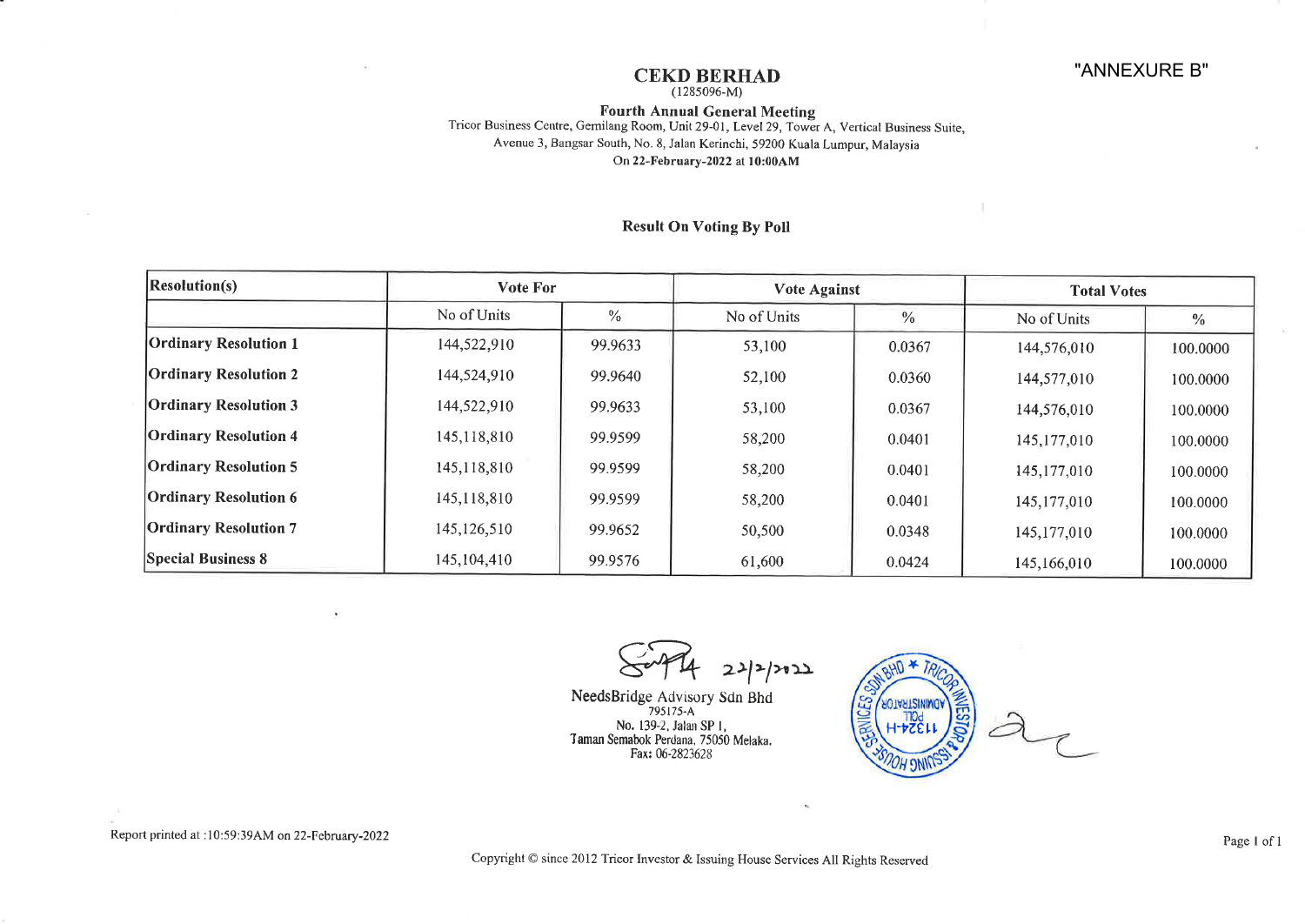"ANNEXURE B"

# CEKD BERHAD

(1285096-M)

## Fourth Annual General Meeting

Tricor Business Centre, Gemilang Room, Unit 29-01, Level 29, Tower A, Vertical Business Suite, Avenue 3, Bangsar South, No. 8, Jalan Kerinchi, 59200 Kuala Lumpur, Malaysia

On **22-February-2022** at **10:00AM**

### Result On Voting By Poll

| Resolution(s) | Vote For | | Vote Against | | Total Votes | |
|---|---|---|---|---|---|---|
| | No of Units | % | No of Units | % | No of Units | % |
| **Ordinary Resolution 1** | 144,522,910 | 99.9633 | 53,100 | 0.0367 | 144,576,010 | 100.0000 |
| **Ordinary Resolution 2** | 144,524,910 | 99.9640 | 52,100 | 0.0360 | 144,577,010 | 100.0000 |
| **Ordinary Resolution 3** | 144,522,910 | 99.9633 | 53,100 | 0.0367 | 144,576,010 | 100.0000 |
| **Ordinary Resolution 4** | 145,118,810 | 99.9599 | 58,200 | 0.0401 | 145,177,010 | 100.0000 |
| **Ordinary Resolution 5** | 145,118,810 | 99.9599 | 58,200 | 0.0401 | 145,177,010 | 100.0000 |
| **Ordinary Resolution 6** | 145,118,810 | 99.9599 | 58,200 | 0.0401 | 145,177,010 | 100.0000 |
| **Ordinary Resolution 7** | 145,126,510 | 99.9652 | 50,500 | 0.0348 | 145,177,010 | 100.0000 |
| **Special Business 8** | 145,104,410 | 99.9576 | 61,600 | 0.0424 | 145,166,010 | 100.0000 |

22/2/2022

NeedsBridge Advisory Sdn Bhd
795175-A
No. 139-2, Jalan SP 1,
Taman Semabok Perdana, 75050 Melaka.
Fax: 06-2823628

TRICOR INVESTOR & ISSUING HOUSE SERVICES SDN BHD
POLL ADMINISTRATOR
11324-H

Report printed at :10:59:39AM on 22-February-2022

Copyright © since 2012 Tricor Investor & Issuing House Services All Rights Reserved